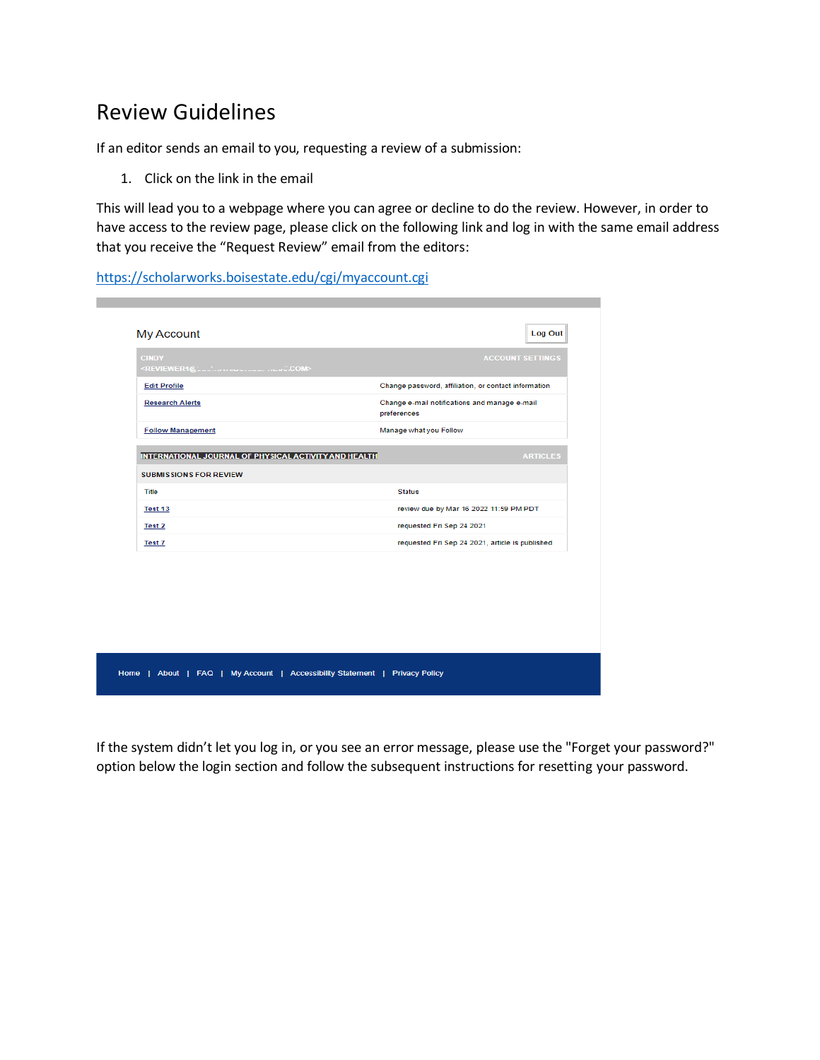# Review Guidelines

If an editor sends an email to you, requesting a review of a submission:

1. Click on the link in the email

This will lead you to a webpage where you can agree or decline to do the review. However, in order to have access to the review page, please click on the following link and log in with the same email address that you receive the "Request Review" email from the editors:

[https://scholarworks.boisestate.edu/cgi/myaccount.cgi](https://scholarworks.boisestate.edu/cgi/myaccount.cgi)

My Account

Log Out

| CINDY <REVIEWER1@...COM> | ACCOUNT SETTINGS |
|---|---|
| Edit Profile | Change password, affiliation, or contact information |
| Research Alerts | Change e-mail notifications and manage e-mail preferences |
| Follow Management | Manage what you Follow |

| INTERNATIONAL JOURNAL OF PHYSICAL ACTIVITY AND HEALTH | ARTICLES |
|---|---|
| SUBMISSIONS FOR REVIEW | |
| Title | Status |
| Test 13 | review due by Mar 16 2022 11:59 PM PDT |
| Test 2 | requested Fri Sep 24 2021 |
| Test 7 | requested Fri Sep 24 2021, article is published |

Home | About | FAQ | My Account | Accessibility Statement | Privacy Policy

If the system didn't let you log in, or you see an error message, please use the "Forget your password?" option below the login section and follow the subsequent instructions for resetting your password.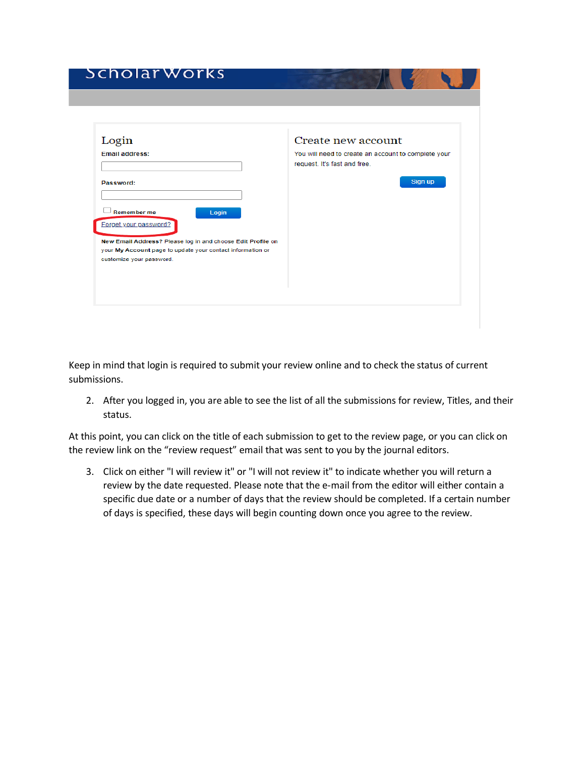Keep in mind that login is required to submit your review online and to check the status of current submissions.

2. After you logged in, you are able to see the list of all the submissions for review, Titles, and their status.

At this point, you can click on the title of each submission to get to the review page, or you can click on the review link on the "review request" email that was sent to you by the journal editors.

3. Click on either "I will review it" or "I will not review it" to indicate whether you will return a review by the date requested. Please note that the e-mail from the editor will either contain a specific due date or a number of days that the review should be completed. If a certain number of days is specified, these days will begin counting down once you agree to the review.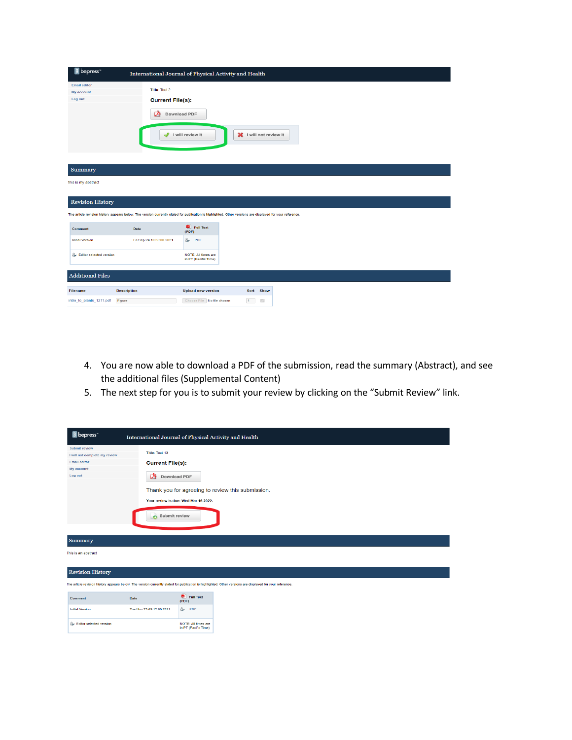bepress™ International Journal of Physical Activity and Health

Email editor
My account
Log out

Title: Test 2

**Current File(s):**

Download PDF

I will review it | I will not review it

## Summary

this is my abstract

## Revision History

The article revision history appears below. The version currently slated for publication is highlighted. Other versions are displayed for your reference.

| Comment | Date | Full Text (PDF) |
|---|---|---|
| Initial Version | Fri Sep 24 10:38:00 2021 | PDF |
| Editor selected version | | NOTE: All times are in PT (Pacific Time) |

## Additional Files

| Filename | Description | Upload new version | Sort | Show |
|---|---|---|---|---|
| intro_to_plants_1211.pdf | Figure | Choose File No file chosen | 1 | |

4. You are now able to download a PDF of the submission, read the summary (Abstract), and see the additional files (Supplemental Content)
5. The next step for you is to submit your review by clicking on the "Submit Review" link.

bepress™ International Journal of Physical Activity and Health

Submit review
I will not complete my review
Email editor
My account
Log out

Title: Test 13

**Current File(s):**

Download PDF

Thank you for agreeing to review this submission.

Your review is due: Wed Mar 16 2022.

Submit review

## Summary

This is an abstract

## Revision History

The article revision history appears below. The version currently slated for publication is highlighted. Other versions are displayed for your reference.

| Comment | Date | Full Text (PDF) |
|---|---|---|
| Initial Version | Tue Nov 23 09:12:00 2021 | PDF |
| Editor selected version | | NOTE: All times are in PT (Pacific Time) |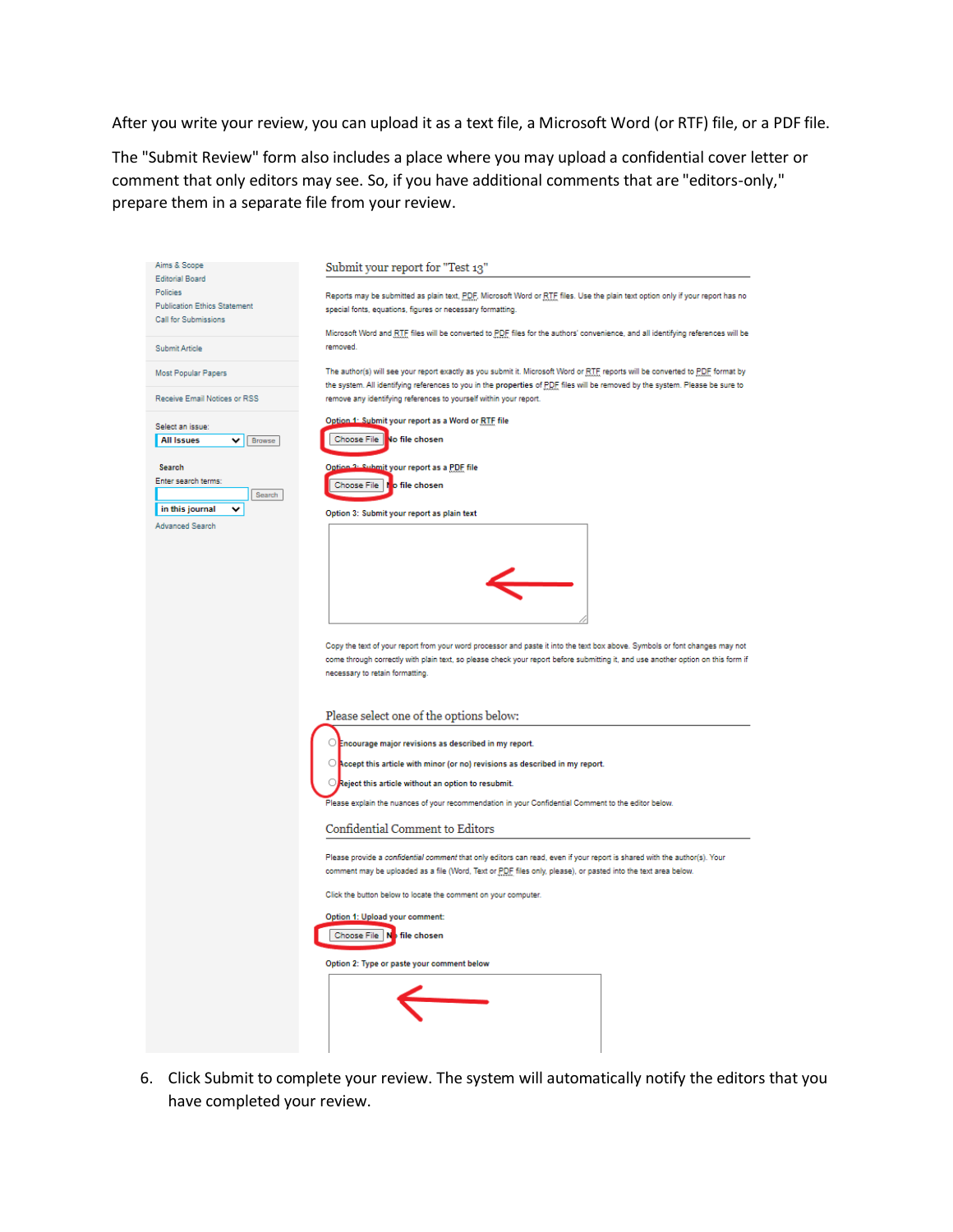After you write your review, you can upload it as a text file, a Microsoft Word (or RTF) file, or a PDF file.

The "Submit Review" form also includes a place where you may upload a confidential cover letter or comment that only editors may see. So, if you have additional comments that are "editors-only," prepare them in a separate file from your review.

Aims & Scope
Editorial Board
Policies
Publication Ethics Statement
Call for Submissions

Submit Article

Most Popular Papers

Receive Email Notices or RSS

Select an issue:
All Issues
Browse

Search
Enter search terms:
Search
in this journal
Advanced Search

Submit your report for "Test 13"

Reports may be submitted as plain text, PDF, Microsoft Word or RTF files. Use the plain text option only if your report has no special fonts, equations, figures or necessary formatting.

Microsoft Word and RTF files will be converted to PDF files for the authors' convenience, and all identifying references will be removed.

The author(s) will see your report exactly as you submit it. Microsoft Word or RTF reports will be converted to PDF format by the system. All identifying references to you in the properties of PDF files will be removed by the system. Please be sure to remove any identifying references to yourself within your report.

Option 1: Submit your report as a Word or RTF file
Choose File No file chosen

Option 2: Submit your report as a PDF file
Choose File No file chosen

Option 3: Submit your report as plain text

Copy the text of your report from your word processor and paste it into the text box above. Symbols or font changes may not come through correctly with plain text, so please check your report before submitting it, and use another option on this form if necessary to retain formatting.

Please select one of the options below:

Encourage major revisions as described in my report.
Accept this article with minor (or no) revisions as described in my report.
Reject this article without an option to resubmit.
Please explain the nuances of your recommendation in your Confidential Comment to the editor below.

Confidential Comment to Editors

Please provide a *confidential comment* that only editors can read, even if your report is shared with the author(s). Your comment may be uploaded as a file (Word, Text or PDF files only, please), or pasted into the text area below.

Click the button below to locate the comment on your computer.

Option 1: Upload your comment:
Choose File No file chosen

Option 2: Type or paste your comment below

6. Click Submit to complete your review. The system will automatically notify the editors that you have completed your review.